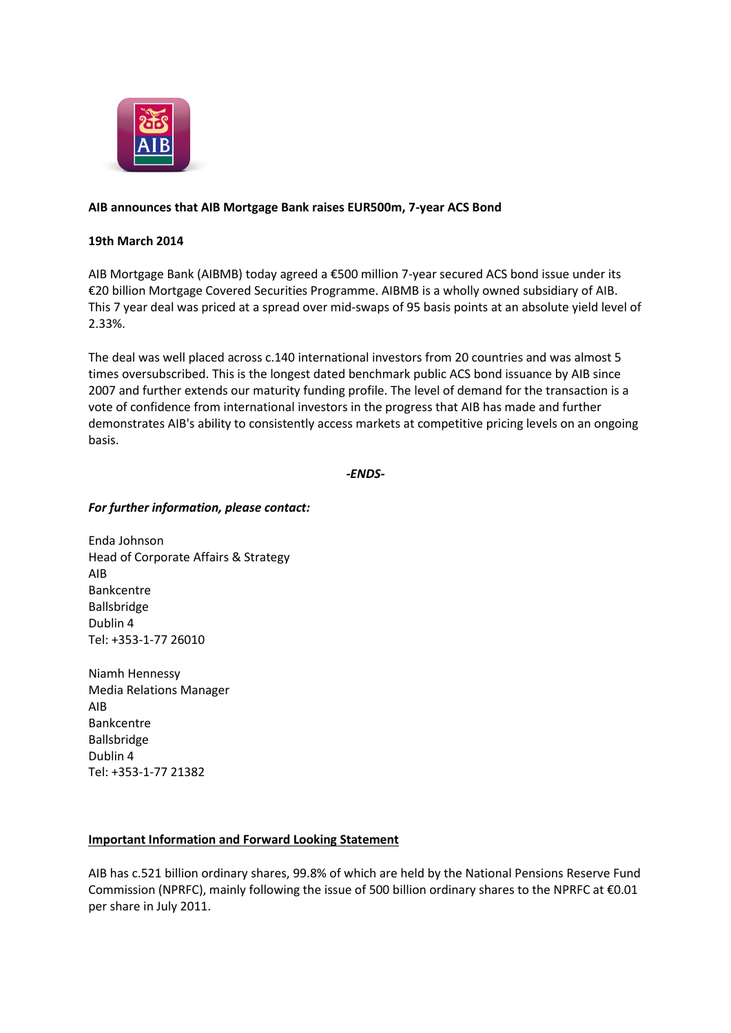**AIB announces that AIB Mortgage Bank raises EUR500m, 7-year ACS Bond**

**19th March 2014**

AIB Mortgage Bank (AIBMB) today agreed a €500 million 7-year secured ACS bond issue under its €20 billion Mortgage Covered Securities Programme. AIBMB is a wholly owned subsidiary of AIB. This 7 year deal was priced at a spread over mid-swaps of 95 basis points at an absolute yield level of 2.33%.

The deal was well placed across c.140 international investors from 20 countries and was almost 5 times oversubscribed. This is the longest dated benchmark public ACS bond issuance by AIB since 2007 and further extends our maturity funding profile. The level of demand for the transaction is a vote of confidence from international investors in the progress that AIB has made and further demonstrates AIB's ability to consistently access markets at competitive pricing levels on an ongoing basis.

***-ENDS-***

***For further information, please contact:***

Enda Johnson
Head of Corporate Affairs & Strategy
AIB
Bankcentre
Ballsbridge
Dublin 4
Tel: +353-1-77 26010

Niamh Hennessy
Media Relations Manager
AIB
Bankcentre
Ballsbridge
Dublin 4
Tel: +353-1-77 21382

**Important Information and Forward Looking Statement**

AIB has c.521 billion ordinary shares, 99.8% of which are held by the National Pensions Reserve Fund Commission (NPRFC), mainly following the issue of 500 billion ordinary shares to the NPRFC at €0.01 per share in July 2011.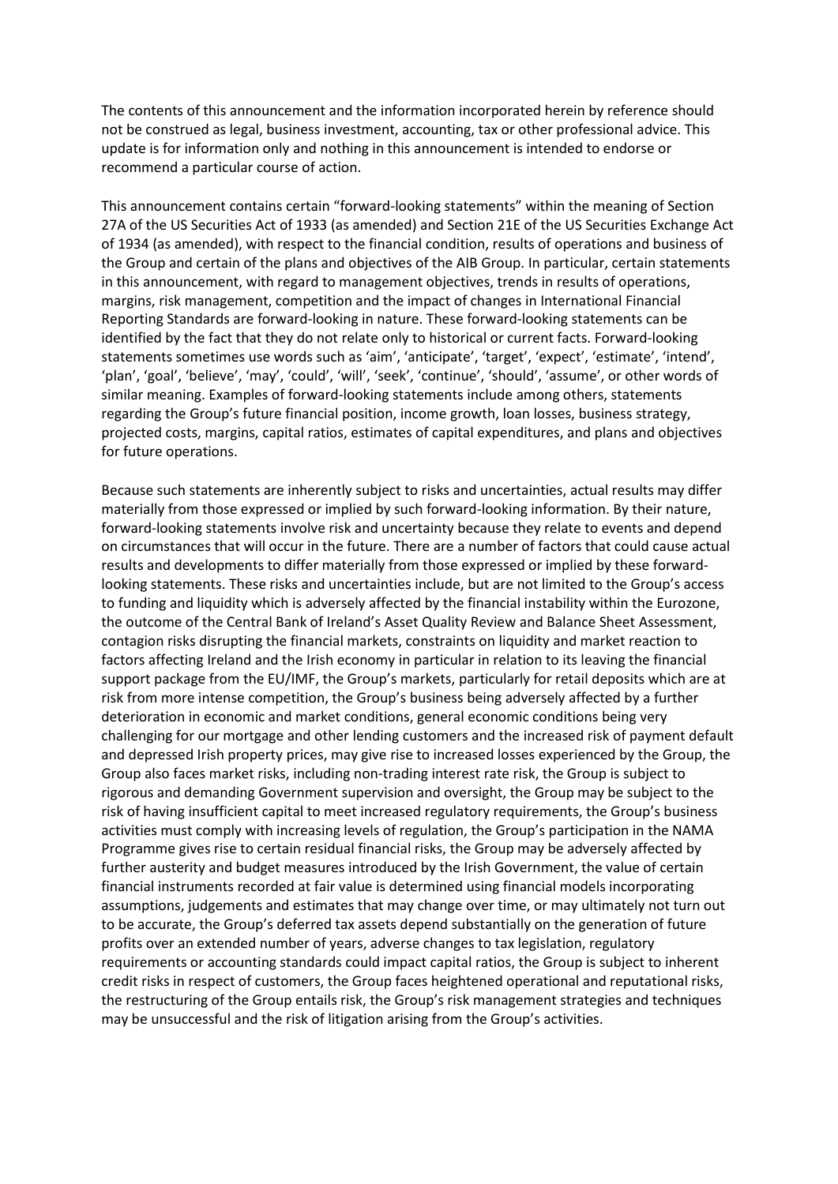The contents of this announcement and the information incorporated herein by reference should not be construed as legal, business investment, accounting, tax or other professional advice. This update is for information only and nothing in this announcement is intended to endorse or recommend a particular course of action.

This announcement contains certain "forward-looking statements" within the meaning of Section 27A of the US Securities Act of 1933 (as amended) and Section 21E of the US Securities Exchange Act of 1934 (as amended), with respect to the financial condition, results of operations and business of the Group and certain of the plans and objectives of the AIB Group. In particular, certain statements in this announcement, with regard to management objectives, trends in results of operations, margins, risk management, competition and the impact of changes in International Financial Reporting Standards are forward-looking in nature. These forward-looking statements can be identified by the fact that they do not relate only to historical or current facts. Forward-looking statements sometimes use words such as 'aim', 'anticipate', 'target', 'expect', 'estimate', 'intend', 'plan', 'goal', 'believe', 'may', 'could', 'will', 'seek', 'continue', 'should', 'assume', or other words of similar meaning. Examples of forward-looking statements include among others, statements regarding the Group's future financial position, income growth, loan losses, business strategy, projected costs, margins, capital ratios, estimates of capital expenditures, and plans and objectives for future operations.

Because such statements are inherently subject to risks and uncertainties, actual results may differ materially from those expressed or implied by such forward-looking information. By their nature, forward-looking statements involve risk and uncertainty because they relate to events and depend on circumstances that will occur in the future. There are a number of factors that could cause actual results and developments to differ materially from those expressed or implied by these forward-looking statements. These risks and uncertainties include, but are not limited to the Group's access to funding and liquidity which is adversely affected by the financial instability within the Eurozone, the outcome of the Central Bank of Ireland's Asset Quality Review and Balance Sheet Assessment, contagion risks disrupting the financial markets, constraints on liquidity and market reaction to factors affecting Ireland and the Irish economy in particular in relation to its leaving the financial support package from the EU/IMF, the Group's markets, particularly for retail deposits which are at risk from more intense competition, the Group's business being adversely affected by a further deterioration in economic and market conditions, general economic conditions being very challenging for our mortgage and other lending customers and the increased risk of payment default and depressed Irish property prices, may give rise to increased losses experienced by the Group, the Group also faces market risks, including non-trading interest rate risk, the Group is subject to rigorous and demanding Government supervision and oversight, the Group may be subject to the risk of having insufficient capital to meet increased regulatory requirements, the Group's business activities must comply with increasing levels of regulation, the Group's participation in the NAMA Programme gives rise to certain residual financial risks, the Group may be adversely affected by further austerity and budget measures introduced by the Irish Government, the value of certain financial instruments recorded at fair value is determined using financial models incorporating assumptions, judgements and estimates that may change over time, or may ultimately not turn out to be accurate, the Group's deferred tax assets depend substantially on the generation of future profits over an extended number of years, adverse changes to tax legislation, regulatory requirements or accounting standards could impact capital ratios, the Group is subject to inherent credit risks in respect of customers, the Group faces heightened operational and reputational risks, the restructuring of the Group entails risk, the Group's risk management strategies and techniques may be unsuccessful and the risk of litigation arising from the Group's activities.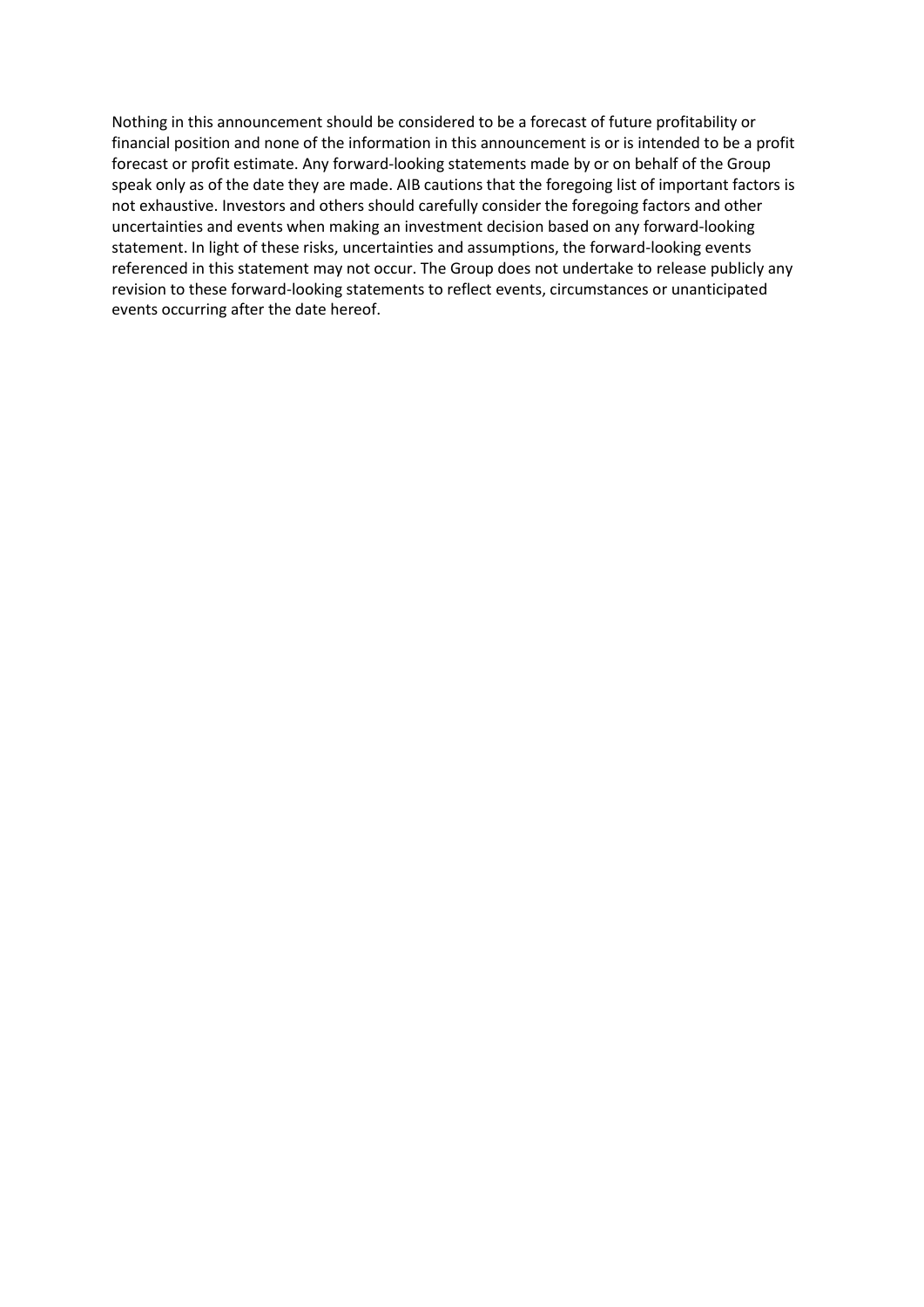Nothing in this announcement should be considered to be a forecast of future profitability or financial position and none of the information in this announcement is or is intended to be a profit forecast or profit estimate. Any forward-looking statements made by or on behalf of the Group speak only as of the date they are made. AIB cautions that the foregoing list of important factors is not exhaustive. Investors and others should carefully consider the foregoing factors and other uncertainties and events when making an investment decision based on any forward-looking statement. In light of these risks, uncertainties and assumptions, the forward-looking events referenced in this statement may not occur. The Group does not undertake to release publicly any revision to these forward-looking statements to reflect events, circumstances or unanticipated events occurring after the date hereof.